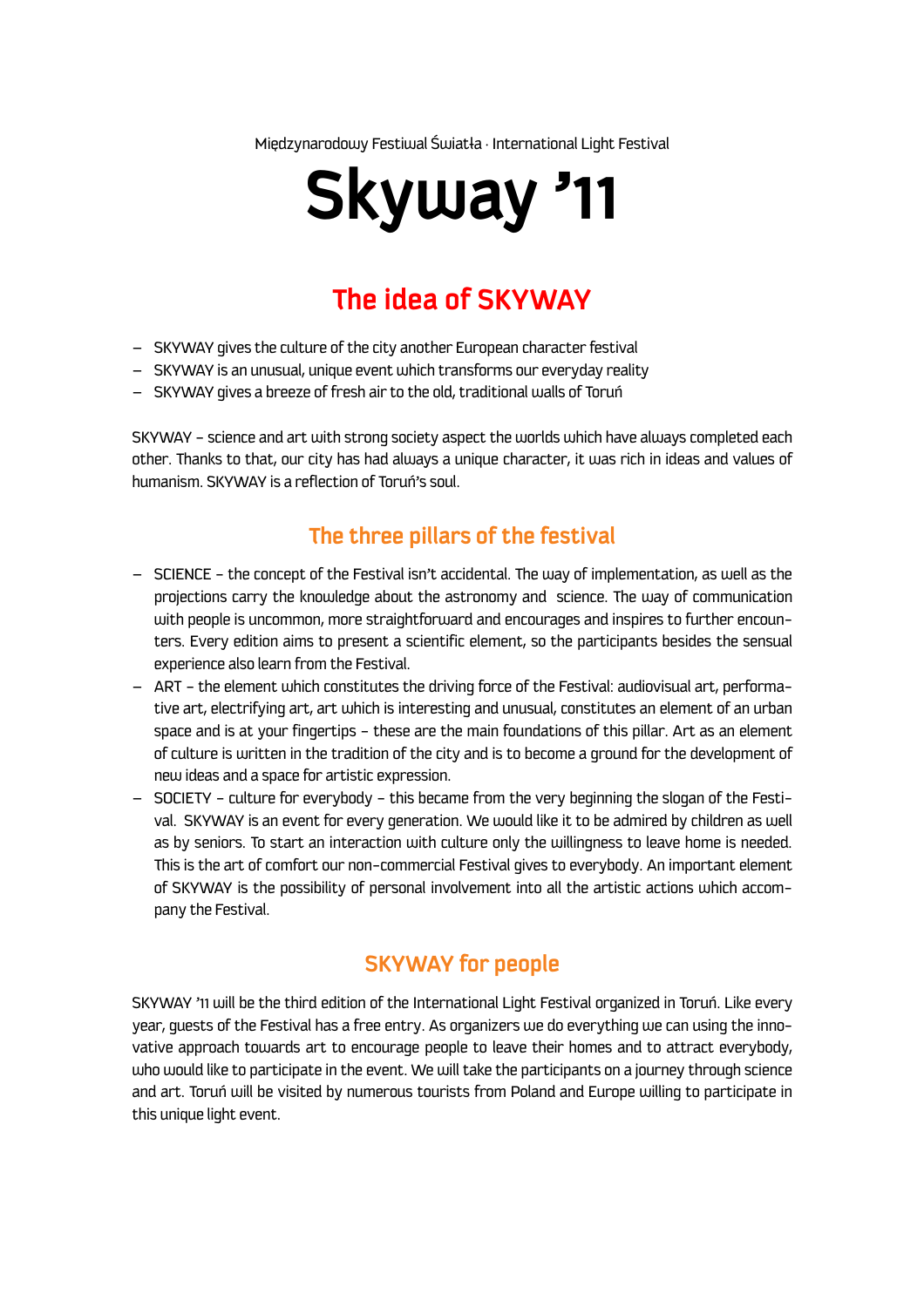Międzynarodowy Festiwal Światła · International Light Festival

# Skyway '11

## The idea of SKYWAY

- SKYWAY gives the culture of the city another European character festival
- SKYWAY is an unusual, unique event which transforms our everyday reality
- SKYWAY gives a breeze of fresh air to the old, traditional walls of Toruń

SKYWAY – science and art with strong society aspect the worlds which have always completed each other. Thanks to that, our city has had always a unique character, it was rich in ideas and values of humanism. SKYWAY is a reflection of Toruń's soul.

### The three pillars of the festival

- SCIENCE – the concept of the Festival isn't accidental. The way of implementation, as well as the projections carry the knowledge about the astronomy and science. The way of communication with people is uncommon, more straightforward and encourages and inspires to further encounters. Every edition aims to present a scientific element, so the participants besides the sensual experience also learn from the Festival.
- ART – the element which constitutes the driving force of the Festival: audiovisual art, performative art, electrifying art, art which is interesting and unusual, constitutes an element of an urban space and is at your fingertips – these are the main foundations of this pillar. Art as an element of culture is written in the tradition of the city and is to become a ground for the development of new ideas and a space for artistic expression.
- SOCIETY – culture for everybody – this became from the very beginning the slogan of the Festival. SKYWAY is an event for every generation. We would like it to be admired by children as well as by seniors. To start an interaction with culture only the willingness to leave home is needed. This is the art of comfort our non-commercial Festival gives to everybody. An important element of SKYWAY is the possibility of personal involvement into all the artistic actions which accompany the Festival.

### SKYWAY for people

SKYWAY '11 will be the third edition of the International Light Festival organized in Toruń. Like every year, guests of the Festival has a free entry. As organizers we do everything we can using the innovative approach towards art to encourage people to leave their homes and to attract everybody, who would like to participate in the event. We will take the participants on a journey through science and art. Toruń will be visited by numerous tourists from Poland and Europe willing to participate in this unique light event.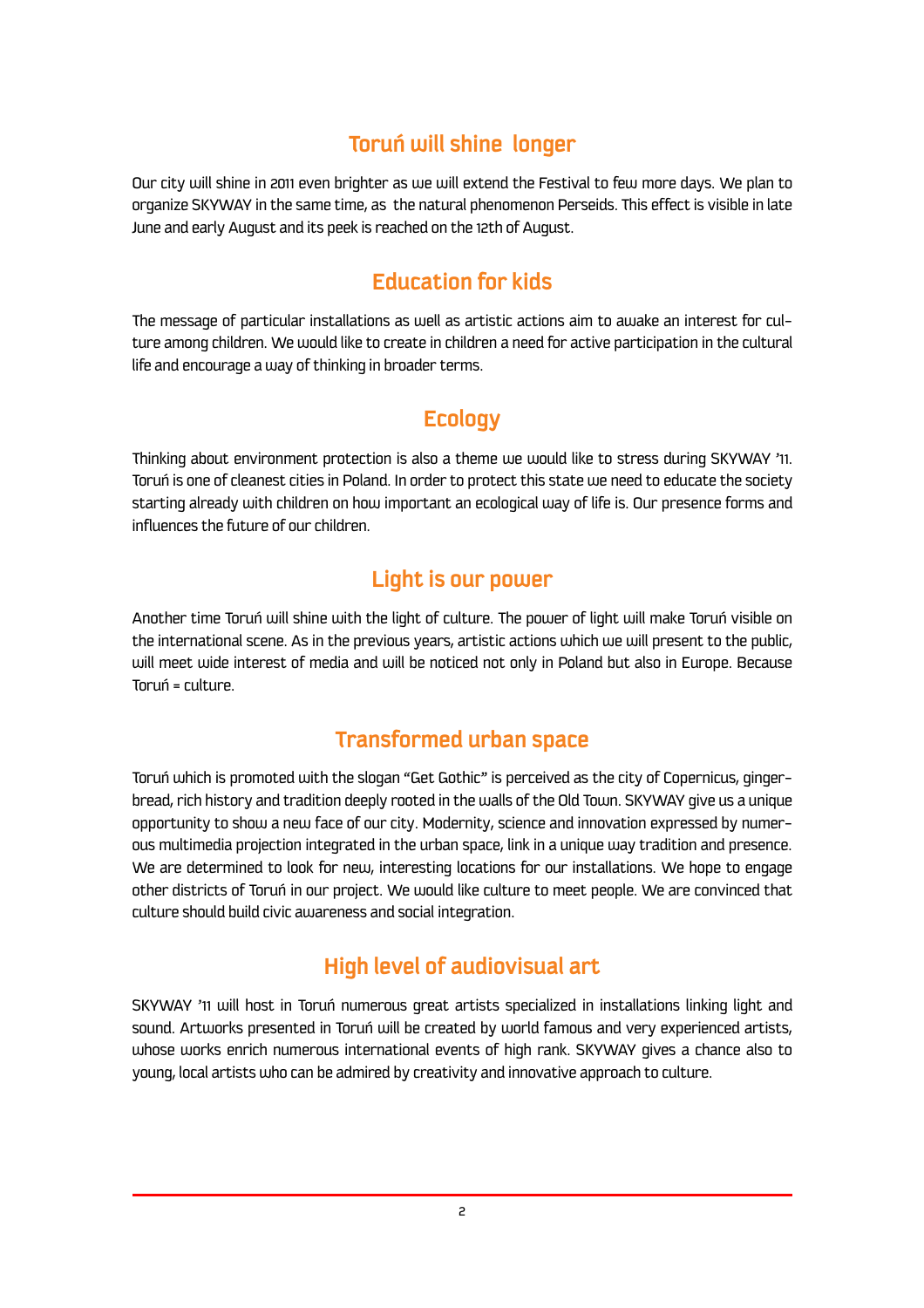## Toruń will shine longer

Our city will shine in 2011 even brighter as we will extend the Festival to few more days. We plan to organize SKYWAY in the same time, as the natural phenomenon Perseids. This effect is visible in late June and early August and its peek is reached on the 12th of August.

## Education for kids

The message of particular installations as well as artistic actions aim to awake an interest for culture among children. We would like to create in children a need for active participation in the cultural life and encourage a way of thinking in broader terms.

## Ecology

Thinking about environment protection is also a theme we would like to stress during SKYWAY '11. Toruń is one of cleanest cities in Poland. In order to protect this state we need to educate the society starting already with children on how important an ecological way of life is. Our presence forms and influences the future of our children.

## Light is our power

Another time Toruń will shine with the light of culture. The power of light will make Toruń visible on the international scene. As in the previous years, artistic actions which we will present to the public, will meet wide interest of media and will be noticed not only in Poland but also in Europe. Because Toruń = culture.

## Transformed urban space

Toruń which is promoted with the slogan "Get Gothic" is perceived as the city of Copernicus, gingerbread, rich history and tradition deeply rooted in the walls of the Old Town. SKYWAY give us a unique opportunity to show a new face of our city. Modernity, science and innovation expressed by numerous multimedia projection integrated in the urban space, link in a unique way tradition and presence. We are determined to look for new, interesting locations for our installations. We hope to engage other districts of Toruń in our project. We would like culture to meet people. We are convinced that culture should build civic awareness and social integration.

## High level of audiovisual art

SKYWAY '11 will host in Toruń numerous great artists specialized in installations linking light and sound. Artworks presented in Toruń will be created by world famous and very experienced artists, whose works enrich numerous international events of high rank. SKYWAY gives a chance also to young, local artists who can be admired by creativity and innovative approach to culture.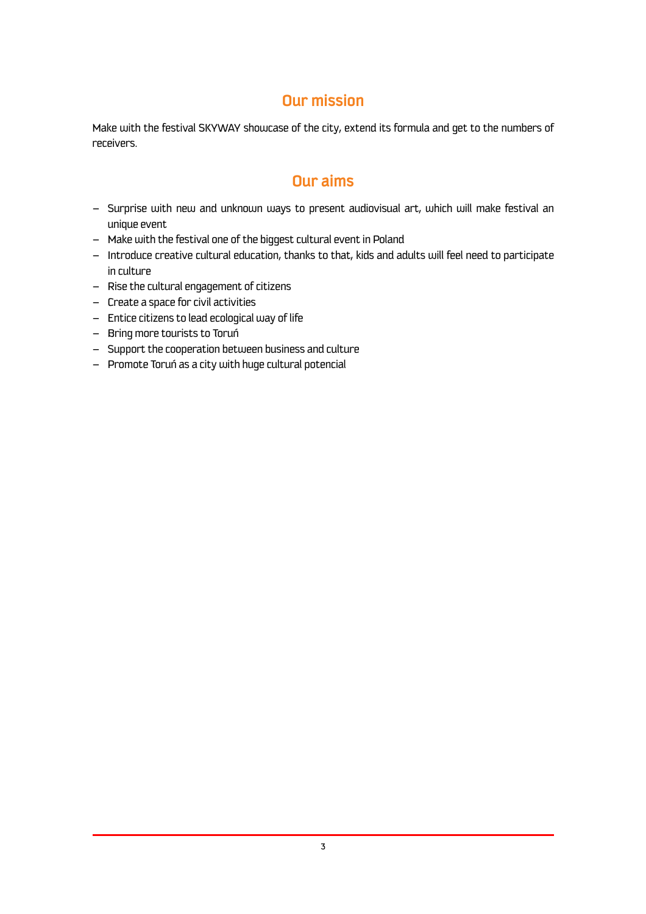## Our mission

Make with the festival SKYWAY showcase of the city, extend its formula and get to the numbers of receivers.

## Our aims

- Surprise with new and unknown ways to present audiovisual art, which will make festival an unique event
- Make with the festival one of the biggest cultural event in Poland
- Introduce creative cultural education, thanks to that, kids and adults will feel need to participate in culture
- Rise the cultural engagement of citizens
- Create a space for civil activities
- Entice citizens to lead ecological way of life
- Bring more tourists to Toruń
- Support the cooperation between business and culture
- Promote Toruń as a city with huge cultural potencial